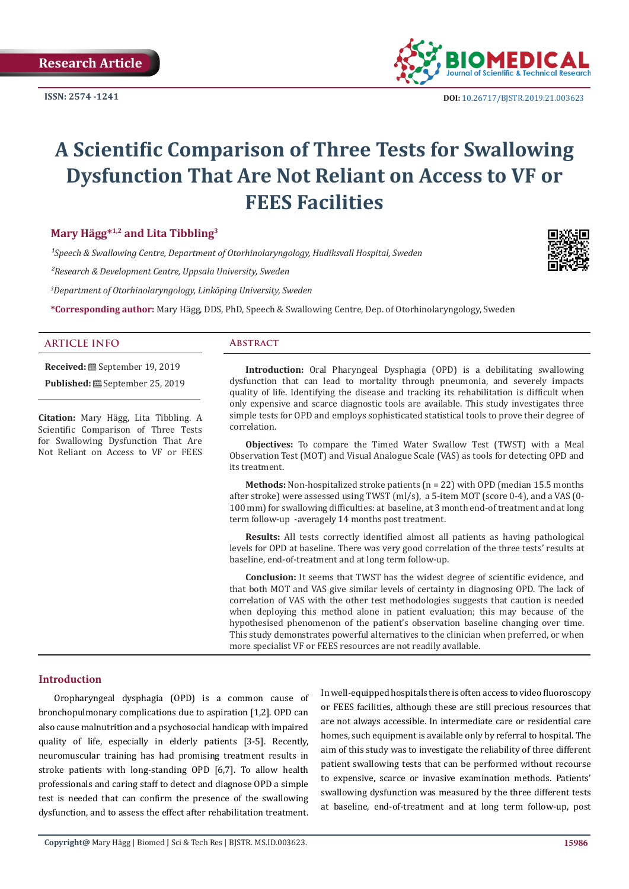Research Article

ISSN: 2574 -1241

DOI: 10.26717/BJSTR.2019.21.003623

# A Scientific Comparison of Three Tests for Swallowing Dysfunction That Are Not Reliant on Access to VF or FEES Facilities

**Mary Hägg*[1,2] and Lita Tibbling[3]**

*[1]Speech & Swallowing Centre, Department of Otorhinolaryngology, Hudiksvall Hospital, Sweden*

*[2]Research & Development Centre, Uppsala University, Sweden*

*[3]Department of Otorhinolaryngology, Linköping University, Sweden*

***Corresponding author:** Mary Hägg, DDS, PhD, Speech & Swallowing Centre, Dep. of Otorhinolaryngology, Sweden

## ARTICLE INFO

**Received:** September 19, 2019

**Published:** September 25, 2019

**Citation:** Mary Hägg, Lita Tibbling. A Scientific Comparison of Three Tests for Swallowing Dysfunction That Are Not Reliant on Access to VF or FEES

## Abstract

**Introduction:** Oral Pharyngeal Dysphagia (OPD) is a debilitating swallowing dysfunction that can lead to mortality through pneumonia, and severely impacts quality of life. Identifying the disease and tracking its rehabilitation is difficult when only expensive and scarce diagnostic tools are available. This study investigates three simple tests for OPD and employs sophisticated statistical tools to prove their degree of correlation.

**Objectives:** To compare the Timed Water Swallow Test (TWST) with a Meal Observation Test (MOT) and Visual Analogue Scale (VAS) as tools for detecting OPD and its treatment.

**Methods:** Non-hospitalized stroke patients (n = 22) with OPD (median 15.5 months after stroke) were assessed using TWST (ml/s), a 5-item MOT (score 0-4), and a VAS (0-100 mm) for swallowing difficulties: at baseline, at 3 month end-of-treatment and at long term follow-up -averagely 14 months post treatment.

**Results:** All tests correctly identified almost all patients as having pathological levels for OPD at baseline. There was very good correlation of the three tests' results at baseline, end-of-treatment and at long term follow-up.

**Conclusion:** It seems that TWST has the widest degree of scientific evidence, and that both MOT and VAS give similar levels of certainty in diagnosing OPD. The lack of correlation of VAS with the other test methodologies suggests that caution is needed when deploying this method alone in patient evaluation; this may because of the hypothesised phenomenon of the patient's observation baseline changing over time. This study demonstrates powerful alternatives to the clinician when preferred, or when more specialist VF or FEES resources are not readily available.

## Introduction

Oropharyngeal dysphagia (OPD) is a common cause of bronchopulmonary complications due to aspiration [1,2]. OPD can also cause malnutrition and a psychosocial handicap with impaired quality of life, especially in elderly patients [3-5]. Recently, neuromuscular training has had promising treatment results in stroke patients with long-standing OPD [6,7]. To allow health professionals and caring staff to detect and diagnose OPD a simple test is needed that can confirm the presence of the swallowing dysfunction, and to assess the effect after rehabilitation treatment. In well-equipped hospitals there is often access to video fluoroscopy or FEES facilities, although these are still precious resources that are not always accessible. In intermediate care or residential care homes, such equipment is available only by referral to hospital. The aim of this study was to investigate the reliability of three different patient swallowing tests that can be performed without recourse to expensive, scarce or invasive examination methods. Patients' swallowing dysfunction was measured by the three different tests at baseline, end-of-treatment and at long term follow-up, post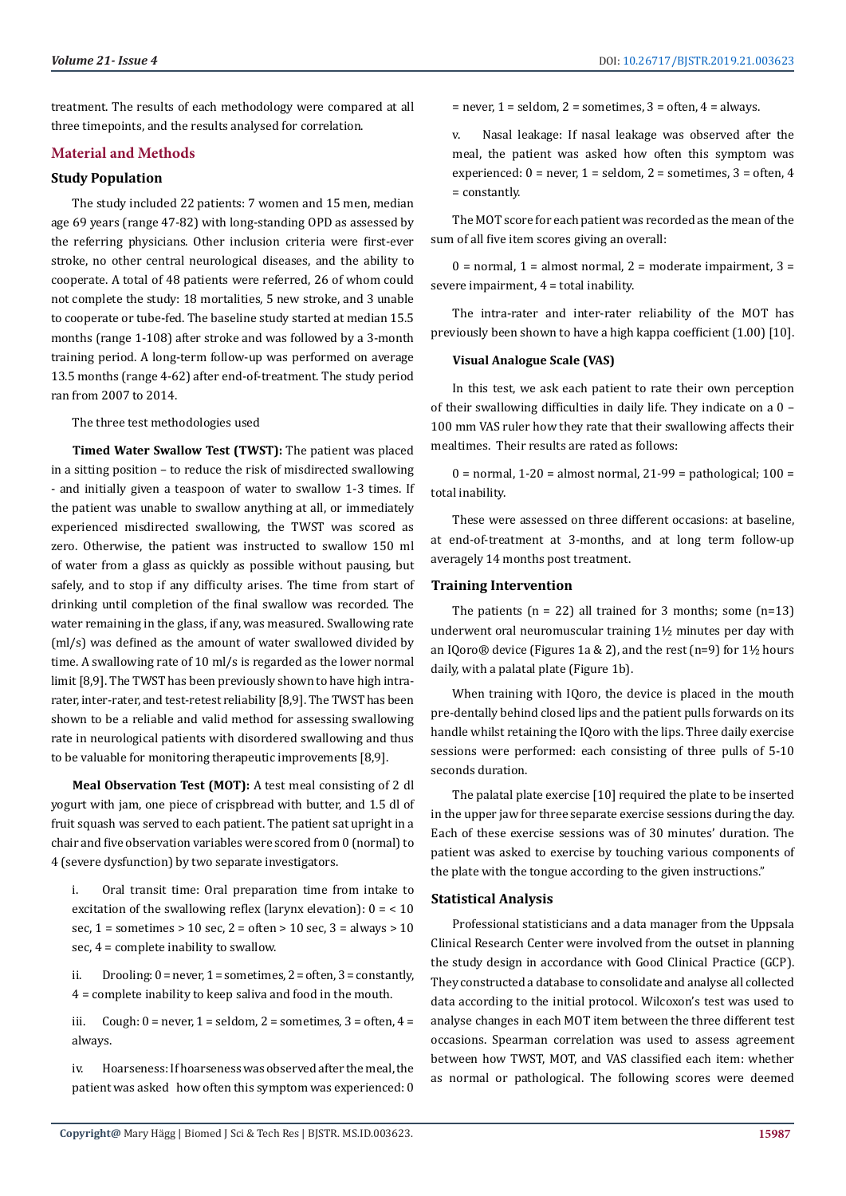treatment. The results of each methodology were compared at all three timepoints, and the results analysed for correlation.

## Material and Methods

### Study Population

The study included 22 patients: 7 women and 15 men, median age 69 years (range 47-82) with long-standing OPD as assessed by the referring physicians. Other inclusion criteria were first-ever stroke, no other central neurological diseases, and the ability to cooperate. A total of 48 patients were referred, 26 of whom could not complete the study: 18 mortalities, 5 new stroke, and 3 unable to cooperate or tube-fed. The baseline study started at median 15.5 months (range 1-108) after stroke and was followed by a 3-month training period. A long-term follow-up was performed on average 13.5 months (range 4-62) after end-of-treatment. The study period ran from 2007 to 2014.

The three test methodologies used

**Timed Water Swallow Test (TWST):** The patient was placed in a sitting position – to reduce the risk of misdirected swallowing - and initially given a teaspoon of water to swallow 1-3 times. If the patient was unable to swallow anything at all, or immediately experienced misdirected swallowing, the TWST was scored as zero. Otherwise, the patient was instructed to swallow 150 ml of water from a glass as quickly as possible without pausing, but safely, and to stop if any difficulty arises. The time from start of drinking until completion of the final swallow was recorded. The water remaining in the glass, if any, was measured. Swallowing rate (ml/s) was defined as the amount of water swallowed divided by time. A swallowing rate of 10 ml/s is regarded as the lower normal limit [8,9]. The TWST has been previously shown to have high intra-rater, inter-rater, and test-retest reliability [8,9]. The TWST has been shown to be a reliable and valid method for assessing swallowing rate in neurological patients with disordered swallowing and thus to be valuable for monitoring therapeutic improvements [8,9].

**Meal Observation Test (MOT):** A test meal consisting of 2 dl yogurt with jam, one piece of crispbread with butter, and 1.5 dl of fruit squash was served to each patient. The patient sat upright in a chair and five observation variables were scored from 0 (normal) to 4 (severe dysfunction) by two separate investigators.

i. Oral transit time: Oral preparation time from intake to excitation of the swallowing reflex (larynx elevation): 0 = < 10 sec, 1 = sometimes > 10 sec, 2 = often > 10 sec, 3 = always > 10 sec, 4 = complete inability to swallow.

ii. Drooling: 0 = never, 1 = sometimes, 2 = often, 3 = constantly, 4 = complete inability to keep saliva and food in the mouth.

iii. Cough: 0 = never, 1 = seldom, 2 = sometimes, 3 = often, 4 = always.

iv. Hoarseness: If hoarseness was observed after the meal, the patient was asked how often this symptom was experienced: 0 = never, 1 = seldom, 2 = sometimes, 3 = often, 4 = always.

v. Nasal leakage: If nasal leakage was observed after the meal, the patient was asked how often this symptom was experienced: 0 = never, 1 = seldom, 2 = sometimes, 3 = often, 4 = constantly.

The MOT score for each patient was recorded as the mean of the sum of all five item scores giving an overall:

0 = normal, 1 = almost normal, 2 = moderate impairment, 3 = severe impairment, 4 = total inability.

The intra-rater and inter-rater reliability of the MOT has previously been shown to have a high kappa coefficient (1.00) [10].

**Visual Analogue Scale (VAS)**

In this test, we ask each patient to rate their own perception of their swallowing difficulties in daily life. They indicate on a 0 – 100 mm VAS ruler how they rate that their swallowing affects their mealtimes. Their results are rated as follows:

0 = normal, 1-20 = almost normal, 21-99 = pathological; 100 = total inability.

These were assessed on three different occasions: at baseline, at end-of-treatment at 3-months, and at long term follow-up averagely 14 months post treatment.

### Training Intervention

The patients (n = 22) all trained for 3 months; some (n=13) underwent oral neuromuscular training 1½ minutes per day with an IQoro® device (Figures 1a & 2), and the rest (n=9) for 1½ hours daily, with a palatal plate (Figure 1b).

When training with IQoro, the device is placed in the mouth pre-dentally behind closed lips and the patient pulls forwards on its handle whilst retaining the IQoro with the lips. Three daily exercise sessions were performed: each consisting of three pulls of 5-10 seconds duration.

The palatal plate exercise [10] required the plate to be inserted in the upper jaw for three separate exercise sessions during the day. Each of these exercise sessions was of 30 minutes' duration. The patient was asked to exercise by touching various components of the plate with the tongue according to the given instructions."

### Statistical Analysis

Professional statisticians and a data manager from the Uppsala Clinical Research Center were involved from the outset in planning the study design in accordance with Good Clinical Practice (GCP). They constructed a database to consolidate and analyse all collected data according to the initial protocol. Wilcoxon's test was used to analyse changes in each MOT item between the three different test occasions. Spearman correlation was used to assess agreement between how TWST, MOT, and VAS classified each item: whether as normal or pathological. The following scores were deemed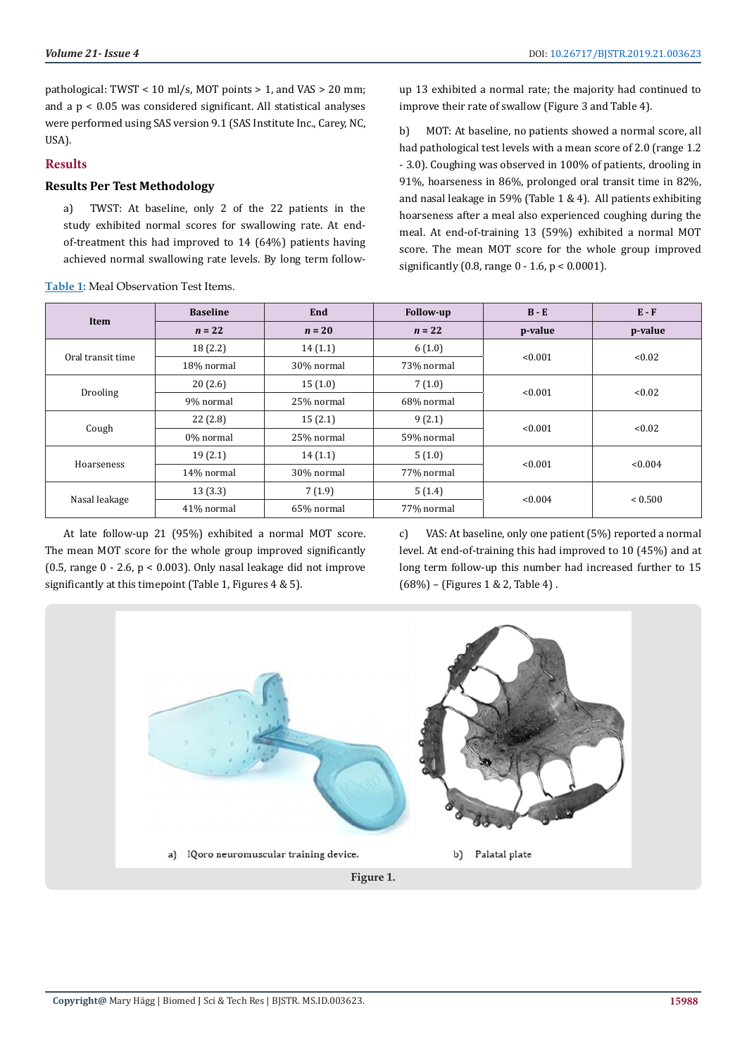pathological: TWST < 10 ml/s, MOT points > 1, and VAS > 20 mm; and a $p < 0.05$ was considered significant. All statistical analyses were performed using SAS version 9.1 (SAS Institute Inc., Carey, NC, USA).

## Results

### Results Per Test Methodology

a) TWST: At baseline, only 2 of the 22 patients in the study exhibited normal scores for swallowing rate. At end-of-treatment this had improved to 14 (64%) patients having achieved normal swallowing rate levels. By long term follow-up 13 exhibited a normal rate; the majority had continued to improve their rate of swallow (Figure 3 and Table 4).

b) MOT: At baseline, no patients showed a normal score, all had pathological test levels with a mean score of 2.0 (range 1.2 - 3.0). Coughing was observed in 100% of patients, drooling in 91%, hoarseness in 86%, prolonged oral transit time in 82%, and nasal leakage in 59% (Table 1 & 4). All patients exhibiting hoarseness after a meal also experienced coughing during the meal. At end-of-training 13 (59%) exhibited a normal MOT score. The mean MOT score for the whole group improved significantly (0.8, range 0 - 1.6, $p < 0.0001$).

**Table 1**: Meal Observation Test Items.

| Item | Baseline | End | Follow-up | B - E | E - F |
|---|---|---|---|---|---|
| | *n* = 22 | *n* = 20 | *n* = 22 | p-value | p-value |
| Oral transit time | 18 (2.2) | 14 (1.1) | 6 (1.0) | <0.001 | <0.02 |
| | 18% normal | 30% normal | 73% normal | | |
| Drooling | 20 (2.6) | 15 (1.0) | 7 (1.0) | <0.001 | <0.02 |
| | 9% normal | 25% normal | 68% normal | | |
| Cough | 22 (2.8) | 15 (2.1) | 9 (2.1) | <0.001 | <0.02 |
| | 0% normal | 25% normal | 59% normal | | |
| Hoarseness | 19 (2.1) | 14 (1.1) | 5 (1.0) | <0.001 | <0.004 |
| | 14% normal | 30% normal | 77% normal | | |
| Nasal leakage | 13 (3.3) | 7 (1.9) | 5 (1.4) | <0.004 | < 0.500 |
| | 41% normal | 65% normal | 77% normal | | |

At late follow-up 21 (95%) exhibited a normal MOT score. The mean MOT score for the whole group improved significantly (0.5, range 0 - 2.6, $p < 0.003$). Only nasal leakage did not improve significantly at this timepoint (Table 1, Figures 4 & 5).

c) VAS: At baseline, only one patient (5%) reported a normal level. At end-of-training this had improved to 10 (45%) and at long term follow-up this number had increased further to 15 (68%) – (Figures 1 & 2, Table 4) .

a) IQoro neuromuscular training device. b) Palatal plate

Figure 1.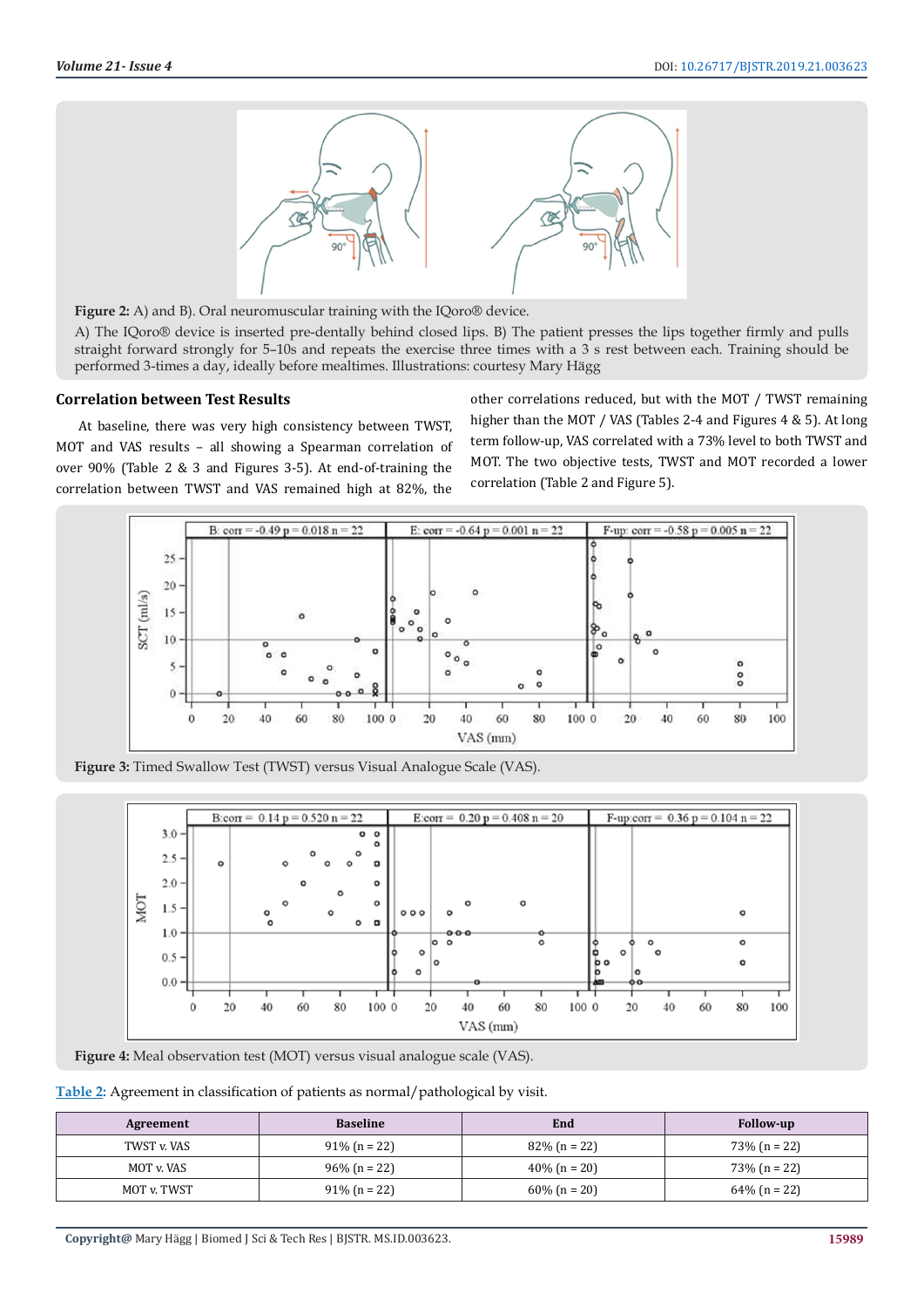**Figure 2:** A) and B). Oral neuromuscular training with the IQoro® device.

A) The IQoro® device is inserted pre-dentally behind closed lips. B) The patient presses the lips together firmly and pulls straight forward strongly for 5–10s and repeats the exercise three times with a 3 s rest between each. Training should be performed 3-times a day, ideally before mealtimes. Illustrations: courtesy Mary Hägg

### Correlation between Test Results

At baseline, there was very high consistency between TWST, MOT and VAS results – all showing a Spearman correlation of over 90% (Table 2 & 3 and Figures 3-5). At end-of-training the correlation between TWST and VAS remained high at 82%, the other correlations reduced, but with the MOT / TWST remaining higher than the MOT / VAS (Tables 2-4 and Figures 4 & 5). At long term follow-up, VAS correlated with a 73% level to both TWST and MOT. The two objective tests, TWST and MOT recorded a lower correlation (Table 2 and Figure 5).

**Figure 3:** Timed Swallow Test (TWST) versus Visual Analogue Scale (VAS).

**Figure 4:** Meal observation test (MOT) versus visual analogue scale (VAS).

Table 2: Agreement in classification of patients as normal/pathological by visit.

| Agreement | Baseline | End | Follow-up |
|---|---|---|---|
| TWST v. VAS | 91% (n = 22) | 82% (n = 22) | 73% (n = 22) |
| MOT v. VAS | 96% (n = 22) | 40% (n = 20) | 73% (n = 22) |
| MOT v. TWST | 91% (n = 22) | 60% (n = 20) | 64% (n = 22) |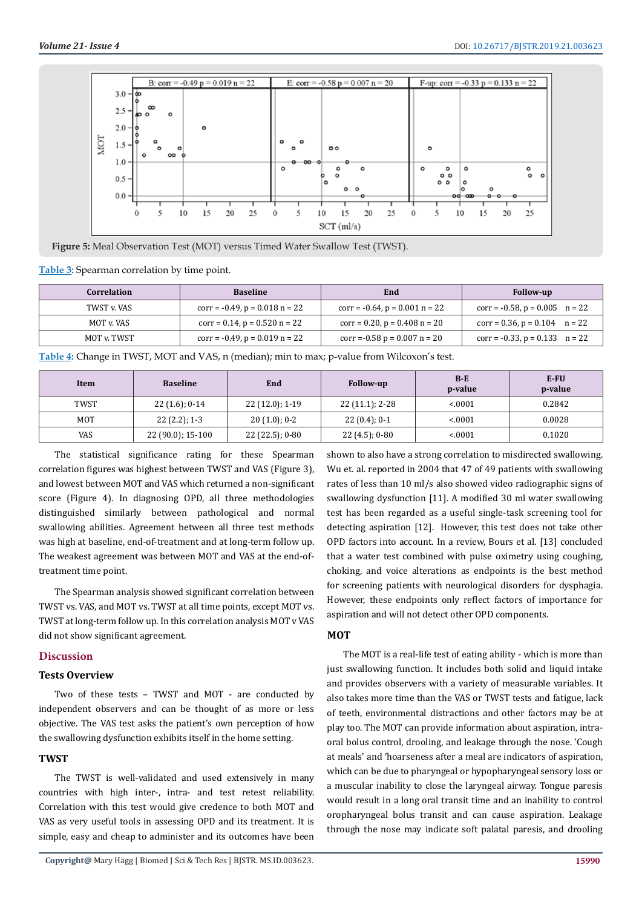**Figure 5:** Meal Observation Test (MOT) versus Timed Water Swallow Test (TWST).

Table 3: Spearman correlation by time point.

| Correlation | Baseline | End | Follow-up |
|---|---|---|---|
| TWST v. VAS | corr = -0.49, p = 0.018 n = 22 | corr = -0.64, p = 0.001 n = 22 | corr = -0.58, p = 0.005 n = 22 |
| MOT v. VAS | corr = 0.14, p = 0.520 n = 22 | corr = 0.20, p = 0.408 n = 20 | corr = 0.36, p = 0.104 n = 22 |
| MOT v. TWST | corr = -0.49, p = 0.019 n = 22 | corr =-0.58 p = 0.007 n = 20 | corr = -0.33, p = 0.133 n = 22 |

Table 4: Change in TWST, MOT and VAS, n (median); min to max; p-value from Wilcoxon's test.

| Item | Baseline | End | Follow-up | B-E p-value | E-FU p-value |
|---|---|---|---|---|---|
| TWST | 22 (1.6); 0-14 | 22 (12.0); 1-19 | 22 (11.1); 2-28 | <.0001 | 0.2842 |
| MOT | 22 (2.2); 1-3 | 20 (1.0); 0-2 | 22 (0.4); 0-1 | <.0001 | 0.0028 |
| VAS | 22 (90.0); 15-100 | 22 (22.5); 0-80 | 22 (4.5); 0-80 | <.0001 | 0.1020 |

The statistical significance rating for these Spearman correlation figures was highest between TWST and VAS (Figure 3), and lowest between MOT and VAS which returned a non-significant score (Figure 4). In diagnosing OPD, all three methodologies distinguished similarly between pathological and normal swallowing abilities. Agreement between all three test methods was high at baseline, end-of-treatment and at long-term follow up. The weakest agreement was between MOT and VAS at the end-of-treatment time point.

The Spearman analysis showed significant correlation between TWST vs. VAS, and MOT vs. TWST at all time points, except MOT vs. TWST at long-term follow up. In this correlation analysis MOT v VAS did not show significant agreement.

## Discussion

### Tests Overview

Two of these tests – TWST and MOT - are conducted by independent observers and can be thought of as more or less objective. The VAS test asks the patient's own perception of how the swallowing dysfunction exhibits itself in the home setting.

### TWST

The TWST is well-validated and used extensively in many countries with high inter-, intra- and test retest reliability. Correlation with this test would give credence to both MOT and VAS as very useful tools in assessing OPD and its treatment. It is simple, easy and cheap to administer and its outcomes have been shown to also have a strong correlation to misdirected swallowing. Wu et. al. reported in 2004 that 47 of 49 patients with swallowing rates of less than 10 ml/s also showed video radiographic signs of swallowing dysfunction [11]. A modified 30 ml water swallowing test has been regarded as a useful single-task screening tool for detecting aspiration [12]. However, this test does not take other OPD factors into account. In a review, Bours et al. [13] concluded that a water test combined with pulse oximetry using coughing, choking, and voice alterations as endpoints is the best method for screening patients with neurological disorders for dysphagia. However, these endpoints only reflect factors of importance for aspiration and will not detect other OPD components.

### MOT

The MOT is a real-life test of eating ability - which is more than just swallowing function. It includes both solid and liquid intake and provides observers with a variety of measurable variables. It also takes more time than the VAS or TWST tests and fatigue, lack of teeth, environmental distractions and other factors may be at play too. The MOT can provide information about aspiration, intra-oral bolus control, drooling, and leakage through the nose. 'Cough at meals' and 'hoarseness after a meal are indicators of aspiration, which can be due to pharyngeal or hypopharyngeal sensory loss or a muscular inability to close the laryngeal airway. Tongue paresis would result in a long oral transit time and an inability to control oropharyngeal bolus transit and can cause aspiration. Leakage through the nose may indicate soft palatal paresis, and drooling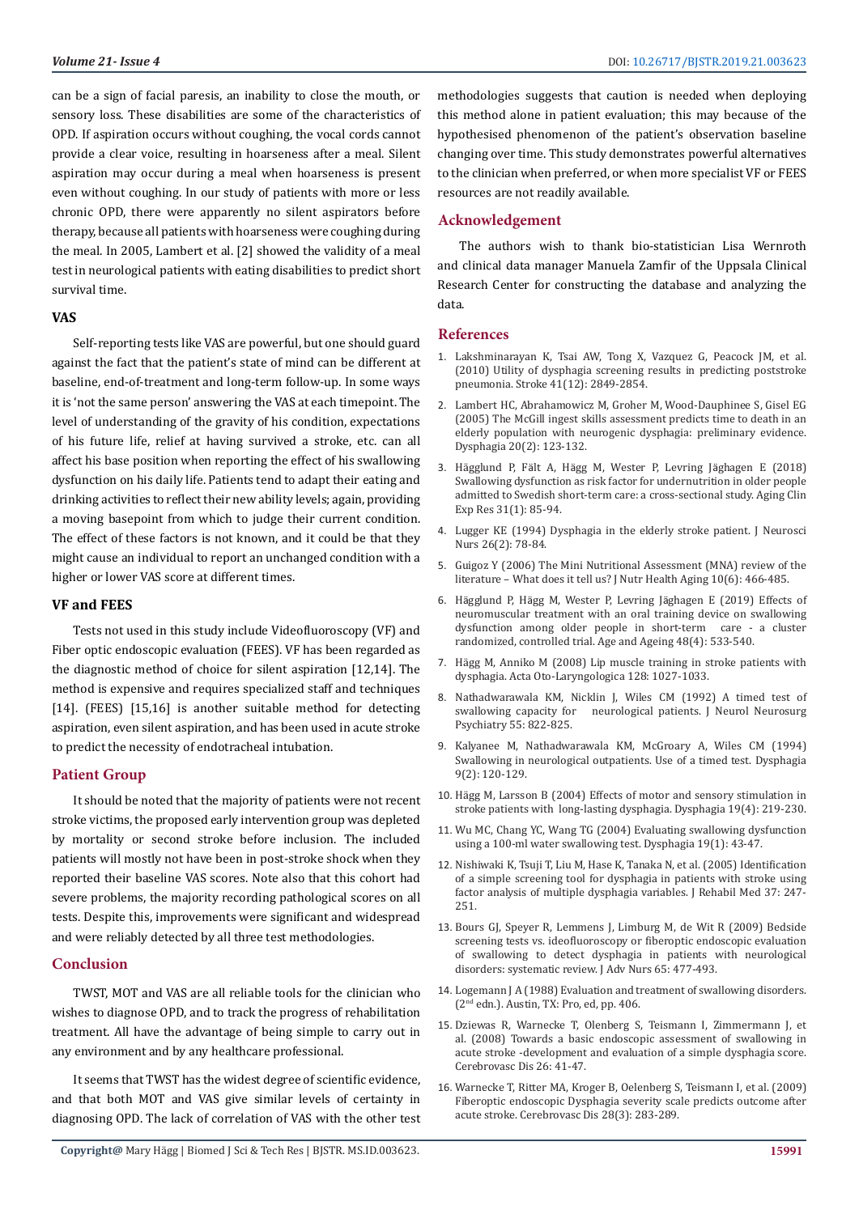can be a sign of facial paresis, an inability to close the mouth, or sensory loss. These disabilities are some of the characteristics of OPD. If aspiration occurs without coughing, the vocal cords cannot provide a clear voice, resulting in hoarseness after a meal. Silent aspiration may occur during a meal when hoarseness is present even without coughing. In our study of patients with more or less chronic OPD, there were apparently no silent aspirators before therapy, because all patients with hoarseness were coughing during the meal. In 2005, Lambert et al. [2] showed the validity of a meal test in neurological patients with eating disabilities to predict short survival time.

### VAS

Self-reporting tests like VAS are powerful, but one should guard against the fact that the patient's state of mind can be different at baseline, end-of-treatment and long-term follow-up. In some ways it is 'not the same person' answering the VAS at each timepoint. The level of understanding of the gravity of his condition, expectations of his future life, relief at having survived a stroke, etc. can all affect his base position when reporting the effect of his swallowing dysfunction on his daily life. Patients tend to adapt their eating and drinking activities to reflect their new ability levels; again, providing a moving basepoint from which to judge their current condition. The effect of these factors is not known, and it could be that they might cause an individual to report an unchanged condition with a higher or lower VAS score at different times.

### VF and FEES

Tests not used in this study include Videofluoroscopy (VF) and Fiber optic endoscopic evaluation (FEES). VF has been regarded as the diagnostic method of choice for silent aspiration [12,14]. The method is expensive and requires specialized staff and techniques [14]. (FEES) [15,16] is another suitable method for detecting aspiration, even silent aspiration, and has been used in acute stroke to predict the necessity of endotracheal intubation.

## Patient Group

It should be noted that the majority of patients were not recent stroke victims, the proposed early intervention group was depleted by mortality or second stroke before inclusion. The included patients will mostly not have been in post-stroke shock when they reported their baseline VAS scores. Note also that this cohort had severe problems, the majority recording pathological scores on all tests. Despite this, improvements were significant and widespread and were reliably detected by all three test methodologies.

## Conclusion

TWST, MOT and VAS are all reliable tools for the clinician who wishes to diagnose OPD, and to track the progress of rehabilitation treatment. All have the advantage of being simple to carry out in any environment and by any healthcare professional.

It seems that TWST has the widest degree of scientific evidence, and that both MOT and VAS give similar levels of certainty in diagnosing OPD. The lack of correlation of VAS with the other test methodologies suggests that caution is needed when deploying this method alone in patient evaluation; this may because of the hypothesised phenomenon of the patient's observation baseline changing over time. This study demonstrates powerful alternatives to the clinician when preferred, or when more specialist VF or FEES resources are not readily available.

## Acknowledgement

The authors wish to thank bio-statistician Lisa Wernroth and clinical data manager Manuela Zamfir of the Uppsala Clinical Research Center for constructing the database and analyzing the data.

## References

1. Lakshminarayan K, Tsai AW, Tong X, Vazquez G, Peacock JM, et al. (2010) Utility of dysphagia screening results in predicting poststroke pneumonia. Stroke 41(12): 2849-2854.
2. Lambert HC, Abrahamowicz M, Groher M, Wood-Dauphinee S, Gisel EG (2005) The McGill ingest skills assessment predicts time to death in an elderly population with neurogenic dysphagia: preliminary evidence. Dysphagia 20(2): 123-132.
3. Hägglund P, Fält A, Hägg M, Wester P, Levring Jäghagen E (2018) Swallowing dysfunction as risk factor for undernutrition in older people admitted to Swedish short-term care: a cross-sectional study. Aging Clin Exp Res 31(1): 85-94.
4. Lugger KE (1994) Dysphagia in the elderly stroke patient. J Neurosci Nurs 26(2): 78-84.
5. Guigoz Y (2006) The Mini Nutritional Assessment (MNA) review of the literature – What does it tell us? J Nutr Health Aging 10(6): 466-485.
6. Hägglund P, Hägg M, Wester P, Levring Jäghagen E (2019) Effects of neuromuscular treatment with an oral training device on swallowing dysfunction among older people in short-term care - a cluster randomized, controlled trial. Age and Ageing 48(4): 533-540.
7. Hägg M, Anniko M (2008) Lip muscle training in stroke patients with dysphagia. Acta Oto-Laryngologica 128: 1027-1033.
8. Nathadwarawala KM, Nicklin J, Wiles CM (1992) A timed test of swallowing capacity for neurological patients. J Neurol Neurosurg Psychiatry 55: 822-825.
9. Kalyanee M, Nathadwarawala KM, McGroary A, Wiles CM (1994) Swallowing in neurological outpatients. Use of a timed test. Dysphagia 9(2): 120-129.
10. Hägg M, Larsson B (2004) Effects of motor and sensory stimulation in stroke patients with long-lasting dysphagia. Dysphagia 19(4): 219-230.
11. Wu MC, Chang YC, Wang TG (2004) Evaluating swallowing dysfunction using a 100-ml water swallowing test. Dysphagia 19(1): 43-47.
12. Nishiwaki K, Tsuji T, Liu M, Hase K, Tanaka N, et al. (2005) Identification of a simple screening tool for dysphagia in patients with stroke using factor analysis of multiple dysphagia variables. J Rehabil Med 37: 247-251.
13. Bours GJ, Speyer R, Lemmens J, Limburg M, de Wit R (2009) Bedside screening tests vs. ideofluoroscopy or fiberoptic endoscopic evaluation of swallowing to detect dysphagia in patients with neurological disorders: systematic review. J Adv Nurs 65: 477-493.
14. Logemann J A (1988) Evaluation and treatment of swallowing disorders. (2nd edn.). Austin, TX: Pro, ed, pp. 406.
15. Dziewas R, Warnecke T, Olenberg S, Teismann I, Zimmermann J, et al. (2008) Towards a basic endoscopic assessment of swallowing in acute stroke -development and evaluation of a simple dysphagia score. Cerebrovasc Dis 26: 41-47.
16. Warnecke T, Ritter MA, Kroger B, Oelenberg S, Teismann I, et al. (2009) Fiberoptic endoscopic Dysphagia severity scale predicts outcome after acute stroke. Cerebrovasc Dis 28(3): 283-289.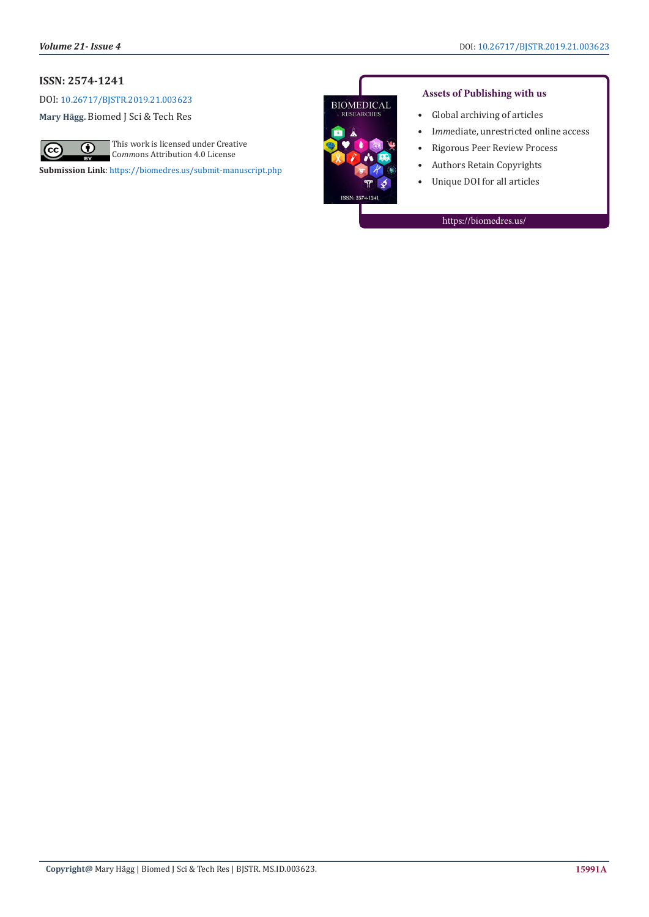**ISSN: 2574-1241**

DOI: 10.26717/BJSTR.2019.21.003623

**Mary Hägg.** Biomed J Sci & Tech Res

This work is licensed under Creative Commons Attribution 4.0 License

**Submission Link**: https://biomedres.us/submit-manuscript.php

### Assets of Publishing with us

- Global archiving of articles
- Immediate, unrestricted online access
- Rigorous Peer Review Process
- Authors Retain Copyrights
- Unique DOI for all articles

https://biomedres.us/